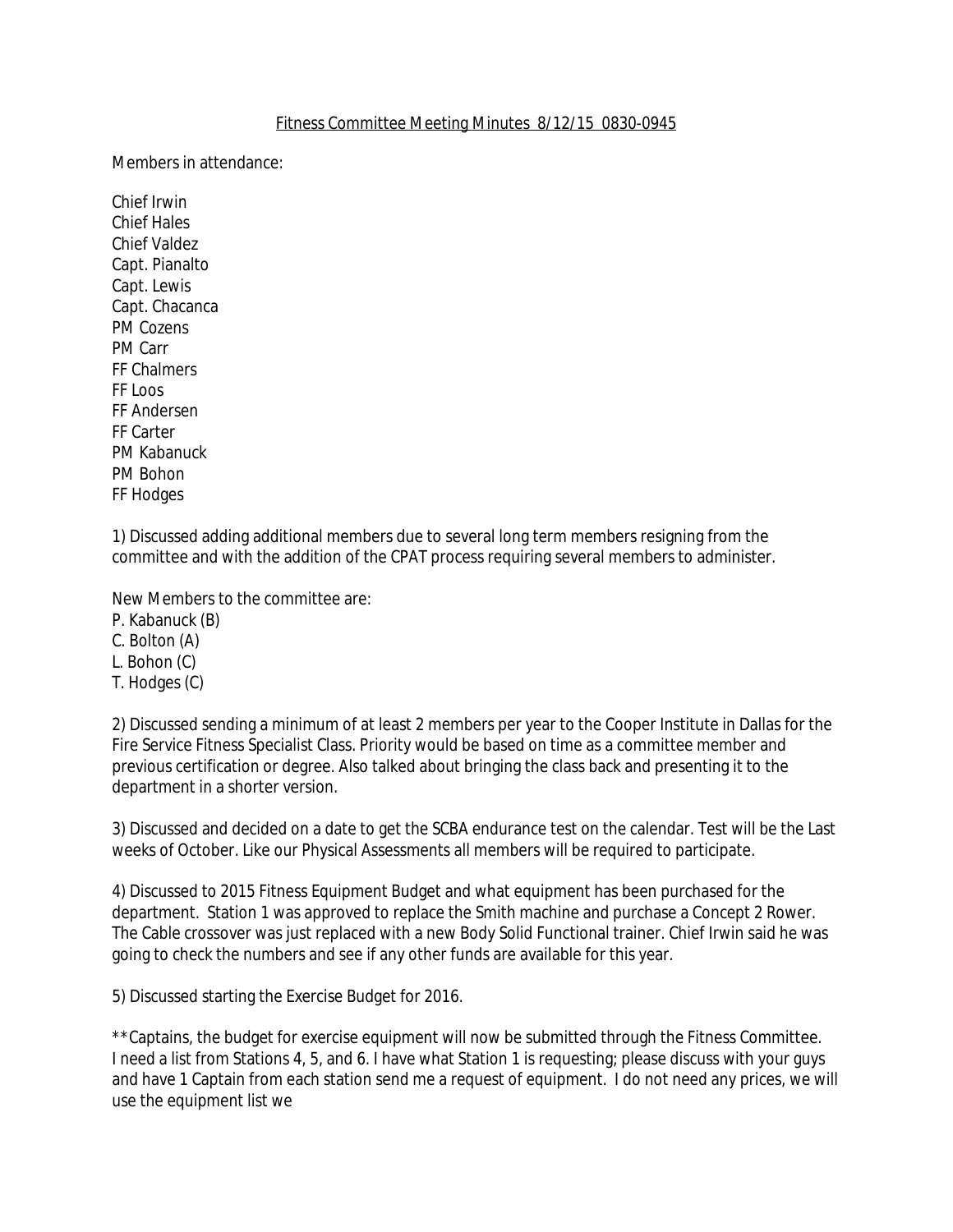Fitness Committee Meeting Minutes 8/12/15 0830-0945

Members in attendance:

Chief Irwin
Chief Hales
Chief Valdez
Capt. Pianalto
Capt. Lewis
Capt. Chacanca
PM Cozens
PM Carr
FF Chalmers
FF Loos
FF Andersen
FF Carter
PM Kabanuck
PM Bohon
FF Hodges

1) Discussed adding additional members due to several long term members resigning from the committee and with the addition of the CPAT process requiring several members to administer.

New Members to the committee are:
P. Kabanuck (B)
C. Bolton (A)
L. Bohon (C)
T. Hodges (C)

2) Discussed sending a minimum of at least 2 members per year to the Cooper Institute in Dallas for the Fire Service Fitness Specialist Class. Priority would be based on time as a committee member and previous certification or degree. Also talked about bringing the class back and presenting it to the department in a shorter version.

3) Discussed and decided on a date to get the SCBA endurance test on the calendar. Test will be the Last weeks of October. Like our Physical Assessments all members will be required to participate.

4) Discussed to 2015 Fitness Equipment Budget and what equipment has been purchased for the department. Station 1 was approved to replace the Smith machine and purchase a Concept 2 Rower. The Cable crossover was just replaced with a new Body Solid Functional trainer. Chief Irwin said he was going to check the numbers and see if any other funds are available for this year.

5) Discussed starting the Exercise Budget for 2016.

**Captains, the budget for exercise equipment will now be submitted through the Fitness Committee. I need a list from Stations 4, 5, and 6. I have what Station 1 is requesting; please discuss with your guys and have 1 Captain from each station send me a request of equipment. I do not need any prices, we will use the equipment list we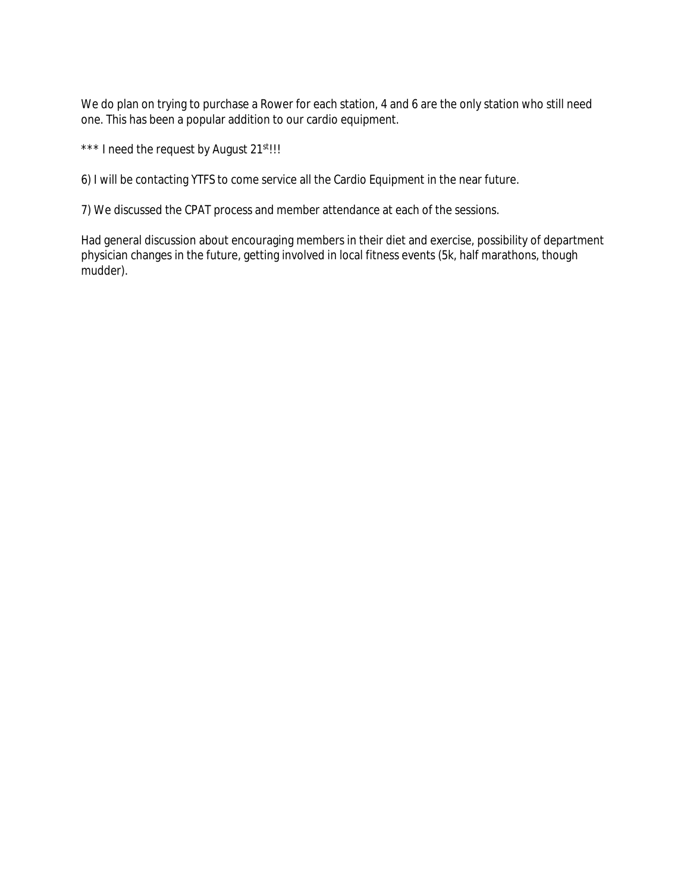We do plan on trying to purchase a Rower for each station, 4 and 6 are the only station who still need one. This has been a popular addition to our cardio equipment.

*** I need the request by August 21st!!!

6) I will be contacting YTFS to come service all the Cardio Equipment in the near future.

7) We discussed the CPAT process and member attendance at each of the sessions.

Had general discussion about encouraging members in their diet and exercise, possibility of department physician changes in the future, getting involved in local fitness events (5k, half marathons, though mudder).